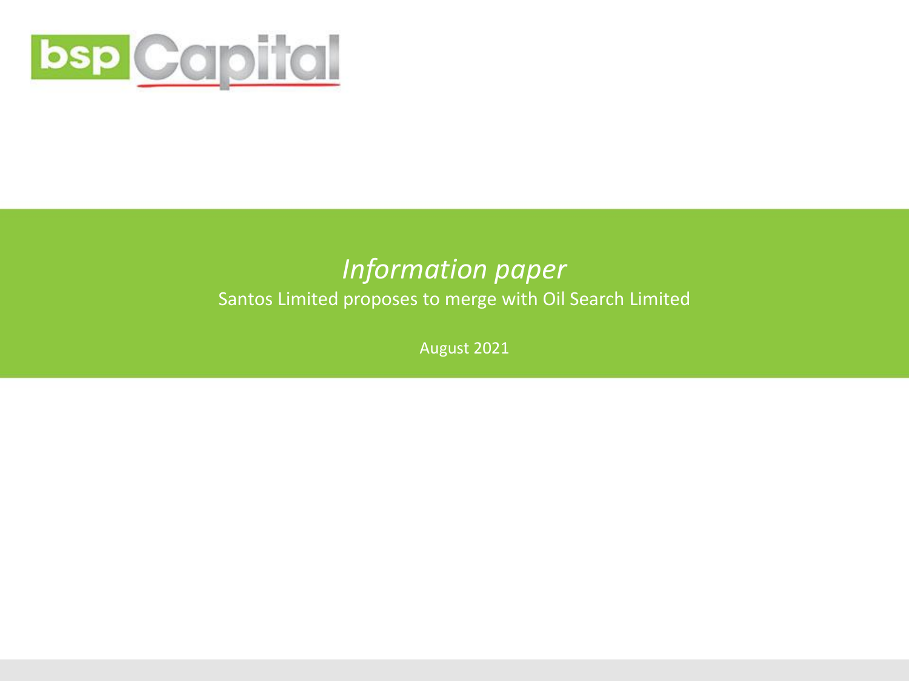bsp Capital

# *Information paper*

Santos Limited proposes to merge with Oil Search Limited

August 2021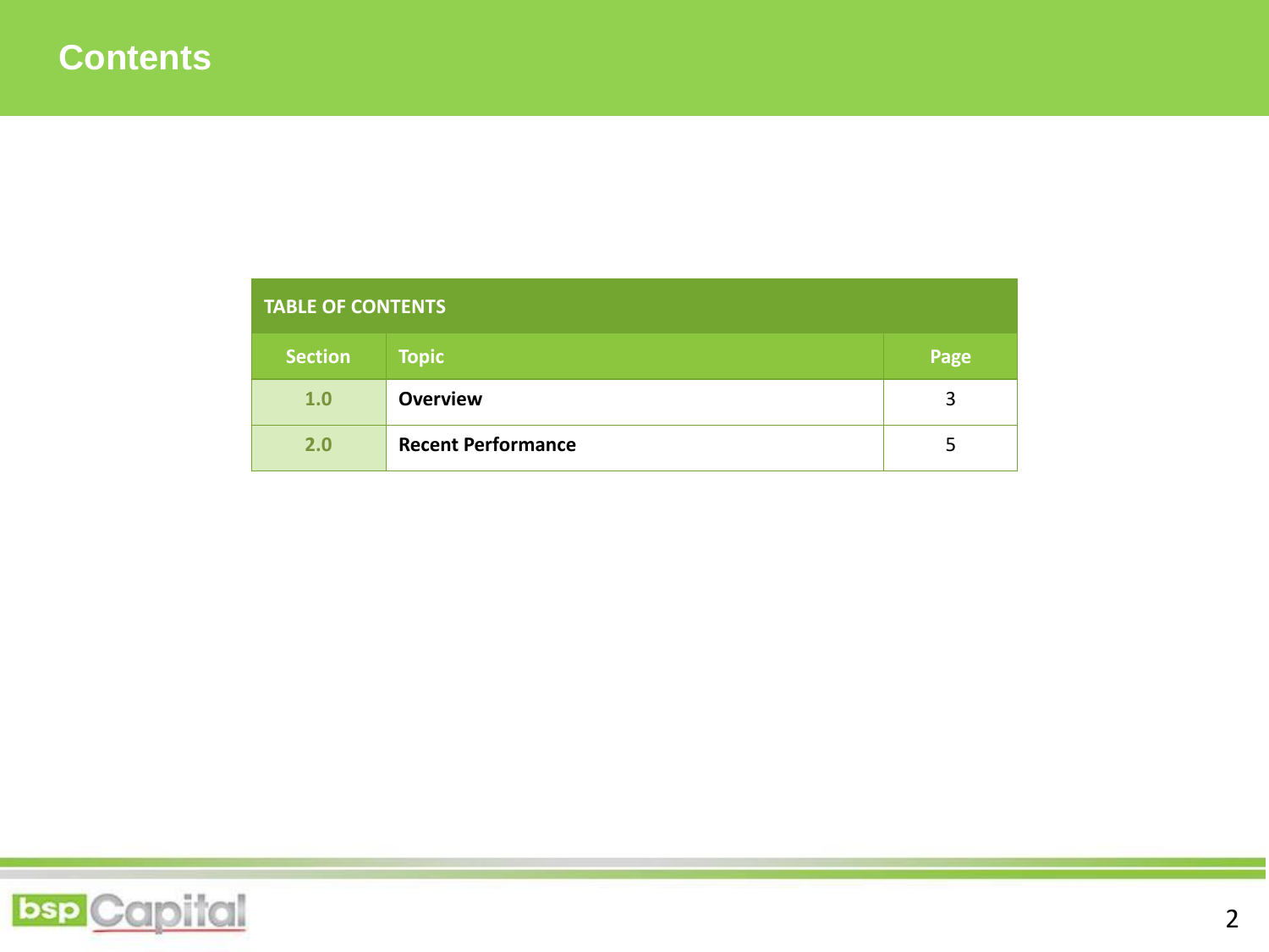# Contents

| TABLE OF CONTENTS | | |
|---|---|---|
| **Section** | **Topic** | **Page** |
| 1.0 | **Overview** | 3 |
| 2.0 | **Recent Performance** | 5 |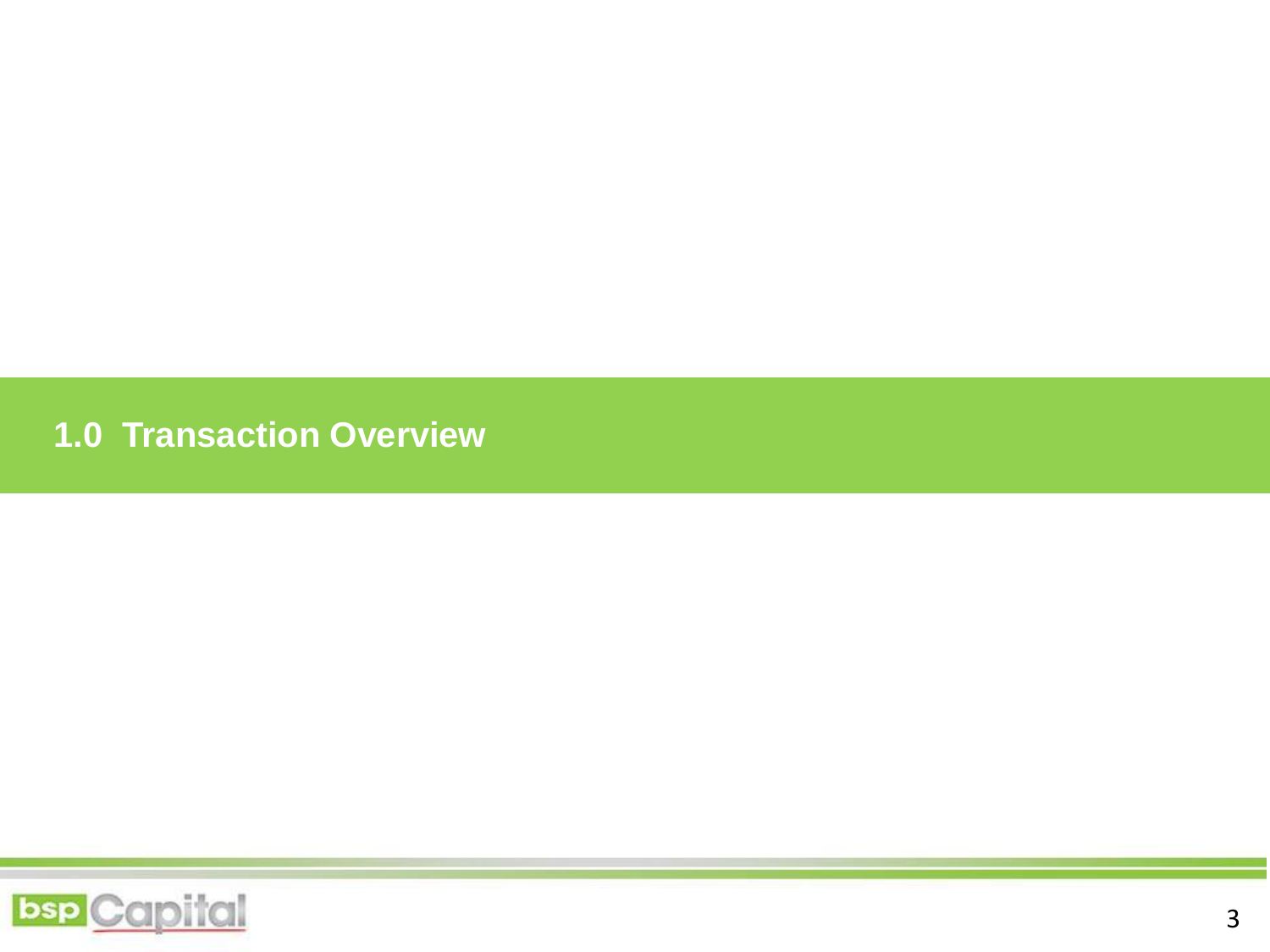# 1.0 Transaction Overview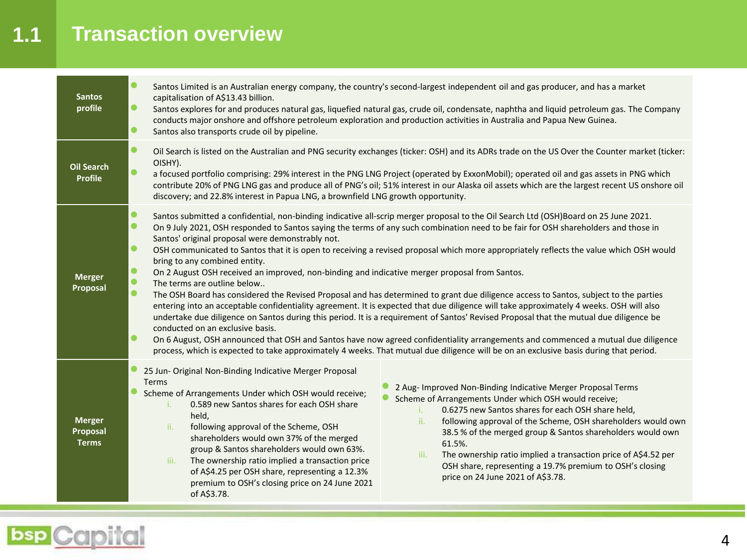# 1.1 Transaction overview

## Santos profile

- Santos Limited is an Australian energy company, the country's second-largest independent oil and gas producer, and has a market capitalisation of A$13.43 billion.
- Santos explores for and produces natural gas, liquefied natural gas, crude oil, condensate, naphtha and liquid petroleum gas. The Company conducts major onshore and offshore petroleum exploration and production activities in Australia and Papua New Guinea.
- Santos also transports crude oil by pipeline.

## Oil Search Profile

- Oil Search is listed on the Australian and PNG security exchanges (ticker: OSH) and its ADRs trade on the US Over the Counter market (ticker: OISHY).
- a focused portfolio comprising: 29% interest in the PNG LNG Project (operated by ExxonMobil); operated oil and gas assets in PNG which contribute 20% of PNG LNG gas and produce all of PNG's oil; 51% interest in our Alaska oil assets which are the largest recent US onshore oil discovery; and 22.8% interest in Papua LNG, a brownfield LNG growth opportunity.

## Merger Proposal

- Santos submitted a confidential, non-binding indicative all-scrip merger proposal to the Oil Search Ltd (OSH)Board on 25 June 2021.
- On 9 July 2021, OSH responded to Santos saying the terms of any such combination need to be fair for OSH shareholders and those in Santos' original proposal were demonstrably not.
- OSH communicated to Santos that it is open to receiving a revised proposal which more appropriately reflects the value which OSH would bring to any combined entity.
- On 2 August OSH received an improved, non-binding and indicative merger proposal from Santos.
- The terms are outline below..
- The OSH Board has considered the Revised Proposal and has determined to grant due diligence access to Santos, subject to the parties entering into an acceptable confidentiality agreement. It is expected that due diligence will take approximately 4 weeks. OSH will also undertake due diligence on Santos during this period. It is a requirement of Santos' Revised Proposal that the mutual due diligence be conducted on an exclusive basis.
- On 6 August, OSH announced that OSH and Santos have now agreed confidentiality arrangements and commenced a mutual due diligence process, which is expected to take approximately 4 weeks. That mutual due diligence will be on an exclusive basis during that period.

## Merger Proposal Terms

- 25 Jun- Original Non-Binding Indicative Merger Proposal Terms
- Scheme of Arrangements Under which OSH would receive;
  i. 0.589 new Santos shares for each OSH share held,
  ii. following approval of the Scheme, OSH shareholders would own 37% of the merged group & Santos shareholders would own 63%.
  iii. The ownership ratio implied a transaction price of A$4.25 per OSH share, representing a 12.3% premium to OSH's closing price on 24 June 2021 of A$3.78.

- 2 Aug- Improved Non-Binding Indicative Merger Proposal Terms
- Scheme of Arrangements Under which OSH would receive;
  i. 0.6275 new Santos shares for each OSH share held,
  ii. following approval of the Scheme, OSH shareholders would own 38.5 % of the merged group & Santos shareholders would own 61.5%.
  iii. The ownership ratio implied a transaction price of A$4.52 per OSH share, representing a 19.7% premium to OSH's closing price on 24 June 2021 of A$3.78.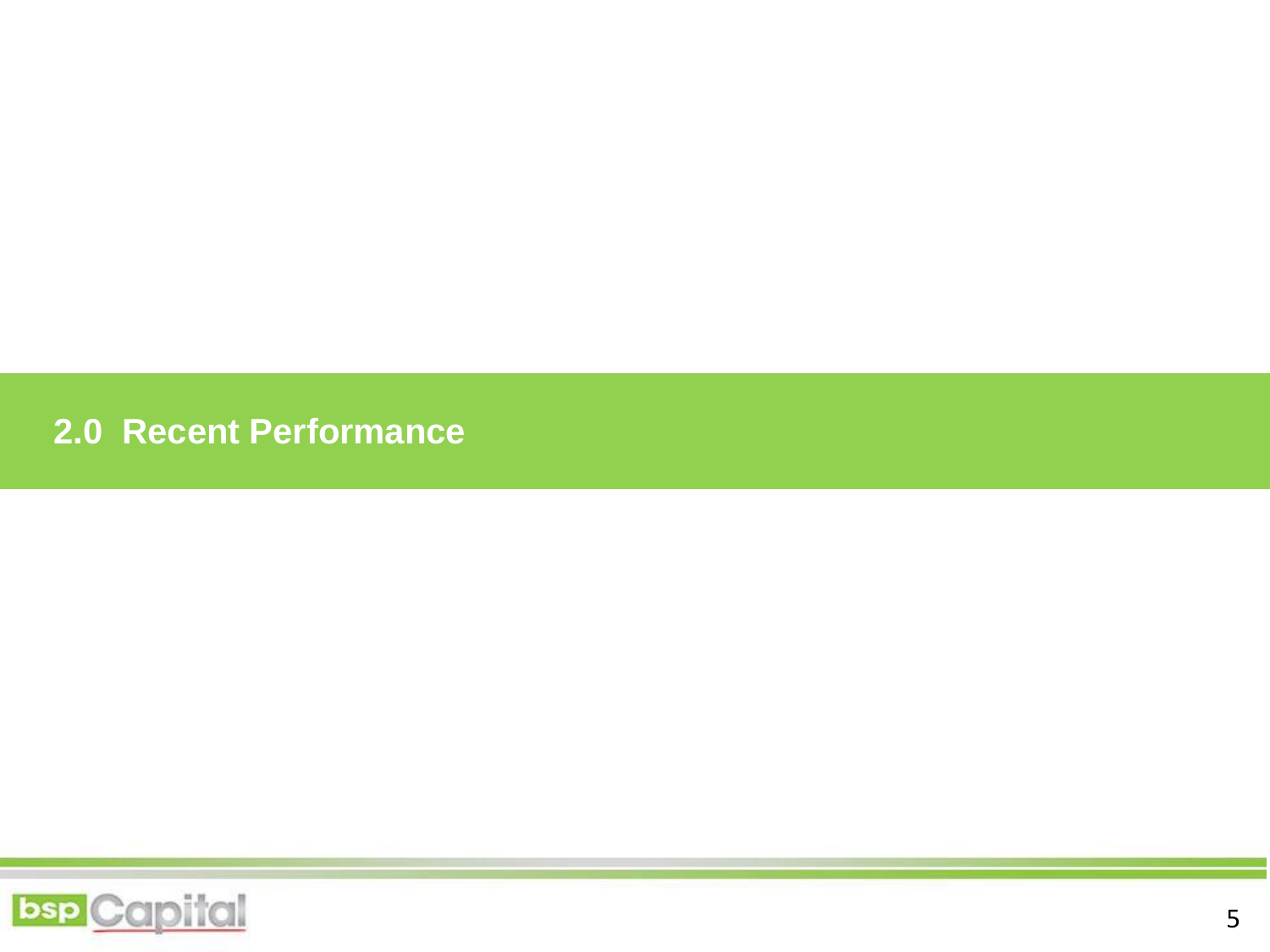## 2.0 Recent Performance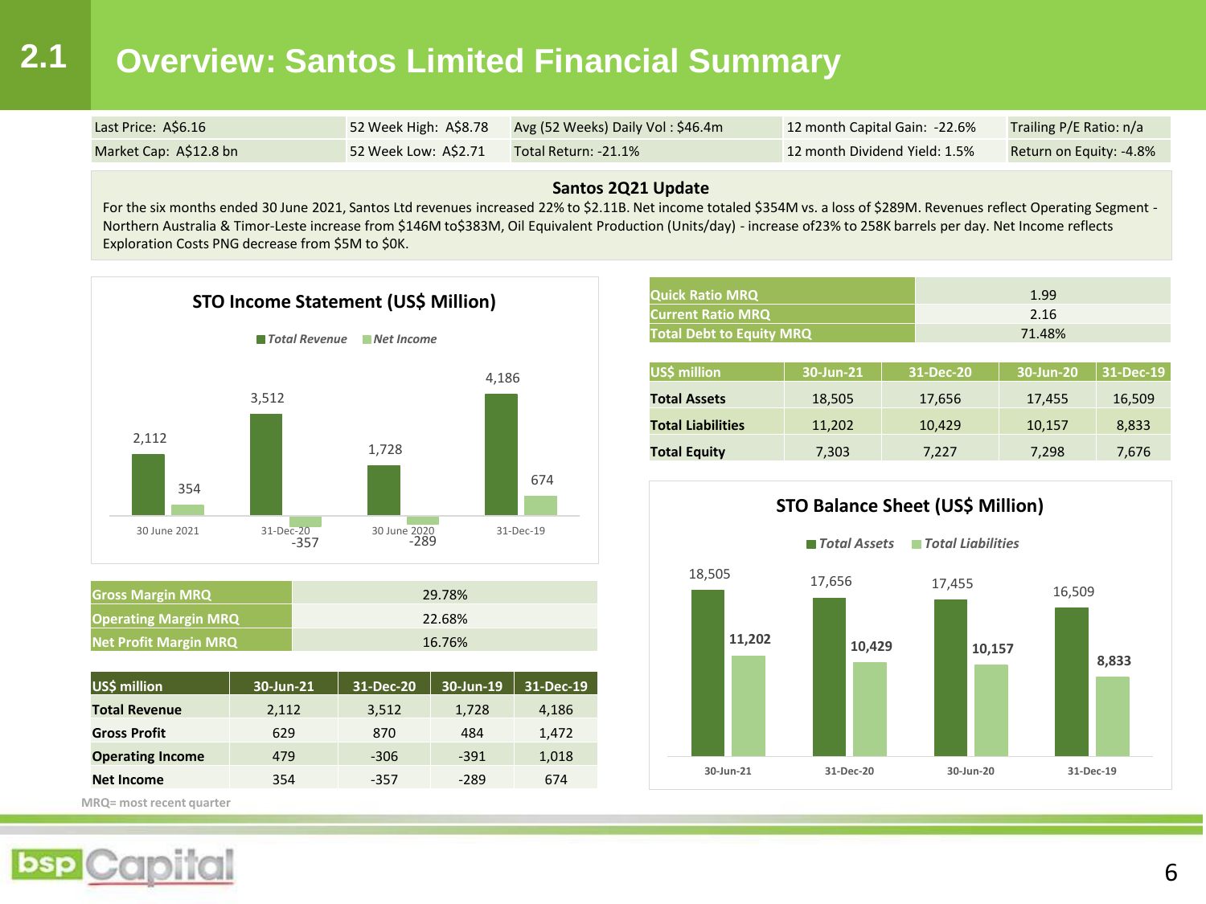# 2.1 Overview: Santos Limited Financial Summary

| | | | | |
|---|---|---|---|---|
| Last Price: A$6.16 | 52 Week High: A$8.78 | Avg (52 Weeks) Daily Vol : $46.4m | 12 month Capital Gain: -22.6% | Trailing P/E Ratio: n/a |
| Market Cap: A$12.8 bn | 52 Week Low: A$2.71 | Total Return: -21.1% | 12 month Dividend Yield: 1.5% | Return on Equity: -4.8% |

### Santos 2Q21 Update

For the six months ended 30 June 2021, Santos Ltd revenues increased 22% to $2.11B. Net income totaled $354M vs. a loss of $289M. Revenues reflect Operating Segment - Northern Australia & Timor-Leste increase from $146M to$383M, Oil Equivalent Production (Units/day) - increase of23% to 258K barrels per day. Net Income reflects Exploration Costs PNG decrease from $5M to $0K.

**STO Income Statement (US$ Million)**

*Total Revenue* / *Net Income*

| | Total Revenue | Net Income |
|---|---|---|
| 30 June 2021 | 2,112 | 354 |
| 31-Dec-20 | 3,512 | -357 |
| 30 June 2020 | 1,728 | -289 |
| 31-Dec-19 | 4,186 | 674 |

| | |
|---|---|
| Gross Margin MRQ | 29.78% |
| Operating Margin MRQ | 22.68% |
| Net Profit Margin MRQ | 16.76% |

| US$ million | 30-Jun-21 | 31-Dec-20 | 30-Jun-19 | 31-Dec-19 |
|---|---|---|---|---|
| **Total Revenue** | 2,112 | 3,512 | 1,728 | 4,186 |
| **Gross Profit** | 629 | 870 | 484 | 1,472 |
| **Operating Income** | 479 | -306 | -391 | 1,018 |
| **Net Income** | 354 | -357 | -289 | 674 |

MRQ= most recent quarter

| | |
|---|---|
| Quick Ratio MRQ | 1.99 |
| Current Ratio MRQ | 2.16 |
| Total Debt to Equity MRQ | 71.48% |

| US$ million | 30-Jun-21 | 31-Dec-20 | 30-Jun-20 | 31-Dec-19 |
|---|---|---|---|---|
| **Total Assets** | 18,505 | 17,656 | 17,455 | 16,509 |
| **Total Liabilities** | 11,202 | 10,429 | 10,157 | 8,833 |
| **Total Equity** | 7,303 | 7,227 | 7,298 | 7,676 |

**STO Balance Sheet (US$ Million)**

*Total Assets* / *Total Liabilities*

| | Total Assets | Total Liabilities |
|---|---|---|
| 30-Jun-21 | 18,505 | 11,202 |
| 31-Dec-20 | 17,656 | 10,429 |
| 30-Jun-20 | 17,455 | 10,157 |
| 31-Dec-19 | 16,509 | 8,833 |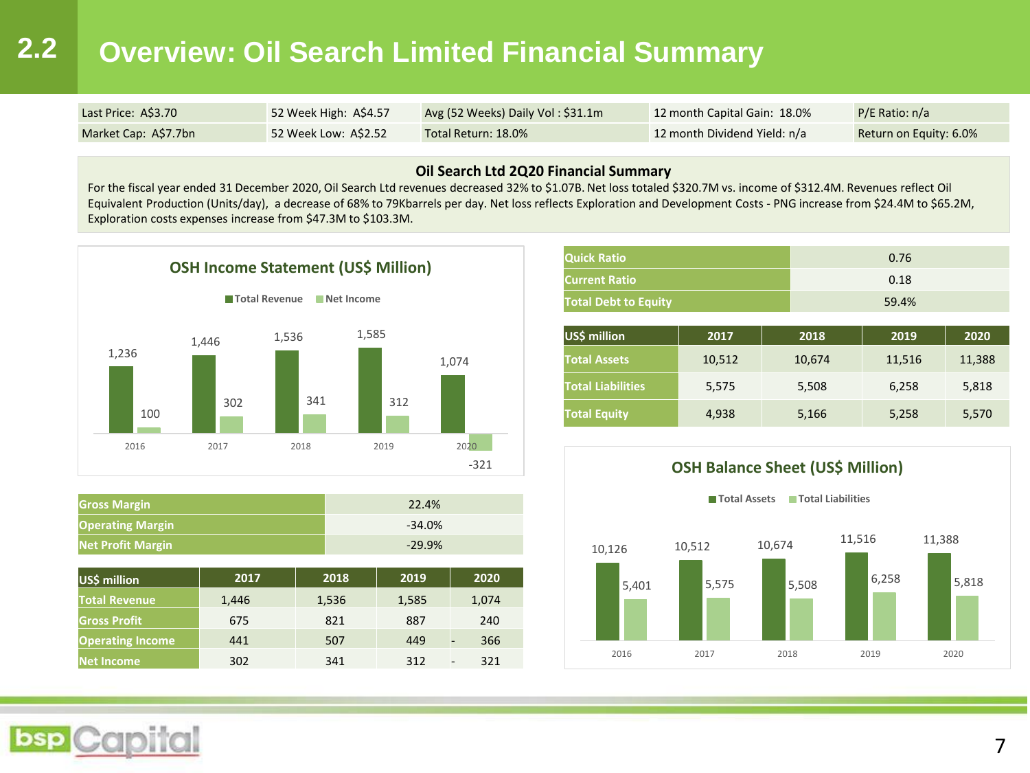# 2.2 Overview: Oil Search Limited Financial Summary

| Last Price: A$3.70 | 52 Week High: A$4.57 | Avg (52 Weeks) Daily Vol : $31.1m | 12 month Capital Gain: 18.0% | P/E Ratio: n/a |
|---|---|---|---|---|
| Market Cap: A$7.7bn | 52 Week Low: A$2.52 | Total Return: 18.0% | 12 month Dividend Yield: n/a | Return on Equity: 6.0% |

**Oil Search Ltd 2Q20 Financial Summary**

For the fiscal year ended 31 December 2020, Oil Search Ltd revenues decreased 32% to $1.07B. Net loss totaled $320.7M vs. income of $312.4M. Revenues reflect Oil Equivalent Production (Units/day), a decrease of 68% to 79Kbarrels per day. Net loss reflects Exploration and Development Costs - PNG increase from $24.4M to $65.2M, Exploration costs expenses increase from $47.3M to $103.3M.

**OSH Income Statement (US$ Million)**

| | 2016 | 2017 | 2018 | 2019 | 2020 |
|---|---|---|---|---|---|
| Total Revenue | 1,236 | 1,446 | 1,536 | 1,585 | 1,074 |
| Net Income | 100 | 302 | 341 | 312 | -321 |

| Gross Margin | 22.4% |
|---|---|
| Operating Margin | -34.0% |
| Net Profit Margin | -29.9% |

| US$ million | 2017 | 2018 | 2019 | 2020 |
|---|---|---|---|---|
| Total Revenue | 1,446 | 1,536 | 1,585 | 1,074 |
| Gross Profit | 675 | 821 | 887 | 240 |
| Operating Income | 441 | 507 | 449 | - 366 |
| Net Income | 302 | 341 | 312 | - 321 |

| Quick Ratio | 0.76 |
|---|---|
| Current Ratio | 0.18 |
| Total Debt to Equity | 59.4% |

| US$ million | 2017 | 2018 | 2019 | 2020 |
|---|---|---|---|---|
| Total Assets | 10,512 | 10,674 | 11,516 | 11,388 |
| Total Liabilities | 5,575 | 5,508 | 6,258 | 5,818 |
| Total Equity | 4,938 | 5,166 | 5,258 | 5,570 |

**OSH Balance Sheet (US$ Million)**

| | 2016 | 2017 | 2018 | 2019 | 2020 |
|---|---|---|---|---|---|
| Total Assets | 10,126 | 10,512 | 10,674 | 11,516 | 11,388 |
| Total Liabilities | 5,401 | 5,575 | 5,508 | 6,258 | 5,818 |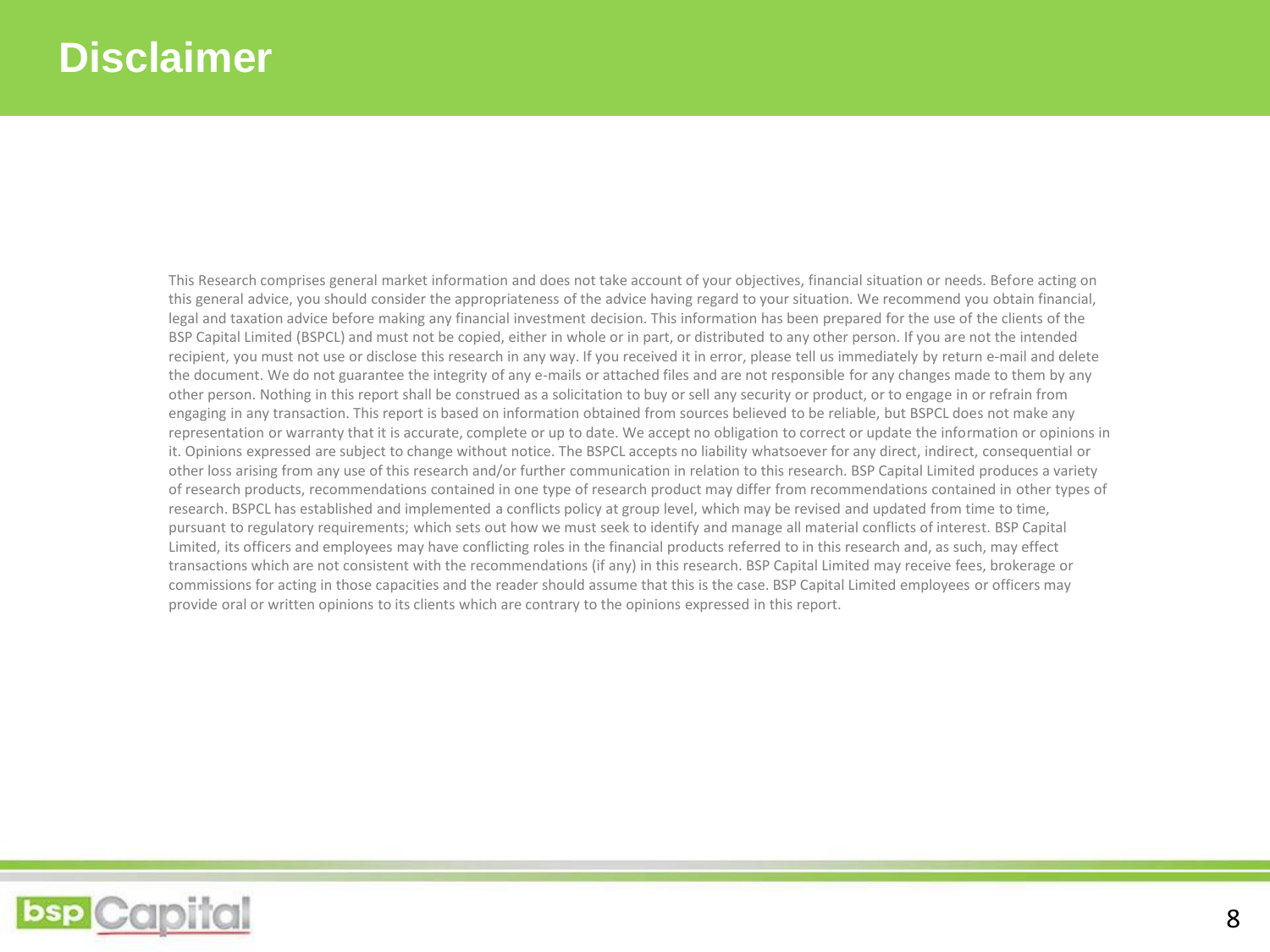# Disclaimer

This Research comprises general market information and does not take account of your objectives, financial situation or needs. Before acting on this general advice, you should consider the appropriateness of the advice having regard to your situation. We recommend you obtain financial, legal and taxation advice before making any financial investment decision. This information has been prepared for the use of the clients of the BSP Capital Limited (BSPCL) and must not be copied, either in whole or in part, or distributed to any other person. If you are not the intended recipient, you must not use or disclose this research in any way. If you received it in error, please tell us immediately by return e-mail and delete the document. We do not guarantee the integrity of any e-mails or attached files and are not responsible for any changes made to them by any other person. Nothing in this report shall be construed as a solicitation to buy or sell any security or product, or to engage in or refrain from engaging in any transaction. This report is based on information obtained from sources believed to be reliable, but BSPCL does not make any representation or warranty that it is accurate, complete or up to date. We accept no obligation to correct or update the information or opinions in it. Opinions expressed are subject to change without notice. The BSPCL accepts no liability whatsoever for any direct, indirect, consequential or other loss arising from any use of this research and/or further communication in relation to this research. BSP Capital Limited produces a variety of research products, recommendations contained in one type of research product may differ from recommendations contained in other types of research. BSPCL has established and implemented a conflicts policy at group level, which may be revised and updated from time to time, pursuant to regulatory requirements; which sets out how we must seek to identify and manage all material conflicts of interest. BSP Capital Limited, its officers and employees may have conflicting roles in the financial products referred to in this research and, as such, may effect transactions which are not consistent with the recommendations (if any) in this research. BSP Capital Limited may receive fees, brokerage or commissions for acting in those capacities and the reader should assume that this is the case. BSP Capital Limited employees or officers may provide oral or written opinions to its clients which are contrary to the opinions expressed in this report.